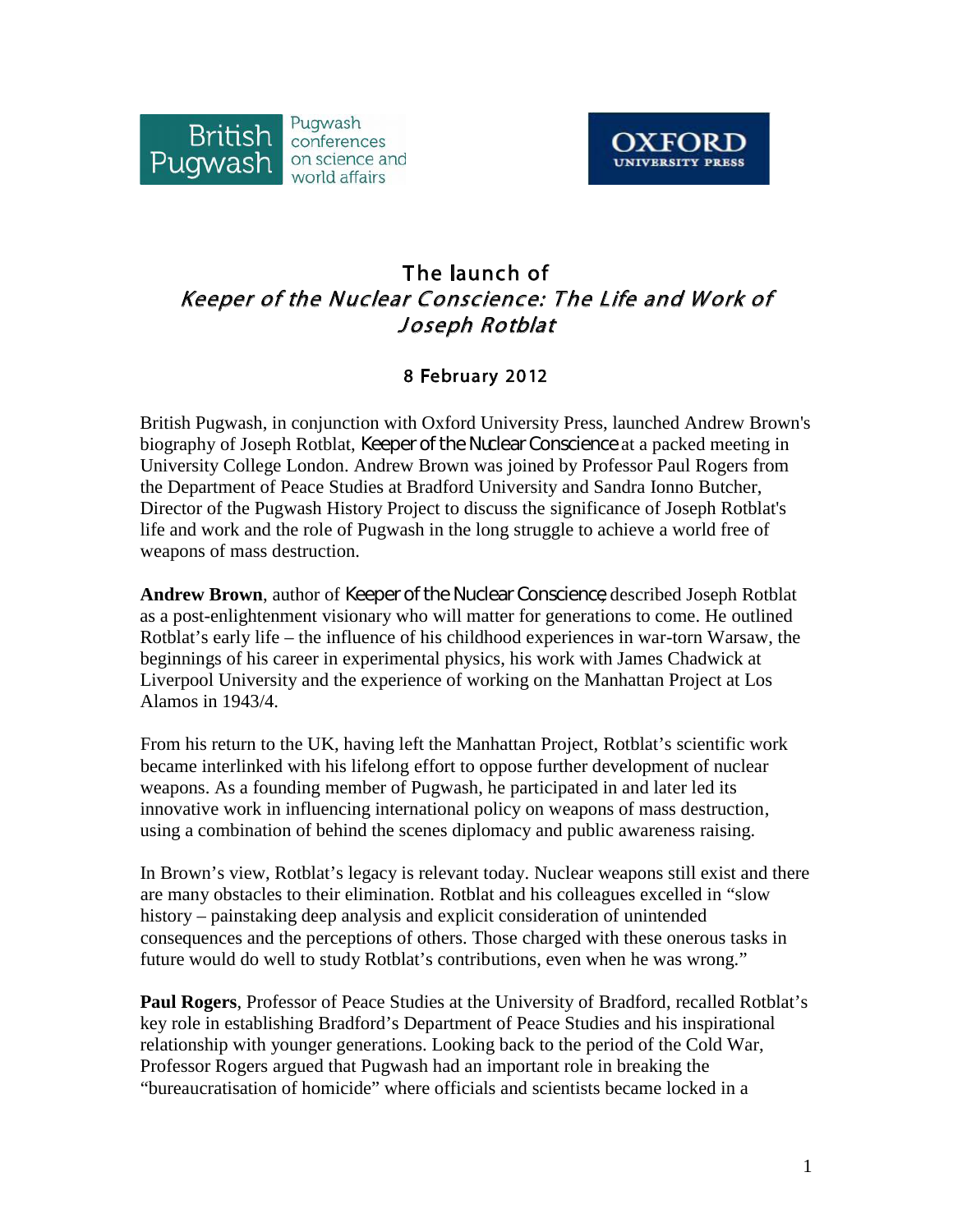British Pugwash Pugwash conferences on science and world affairs

OXFORD UNIVERSITY PRESS

# The launch of *Keeper of the Nuclear Conscience: The Life and Work of Joseph Rotblat*

## 8 February 2012

British Pugwash, in conjunction with Oxford University Press, launched Andrew Brown's biography of Joseph Rotblat, *Keeper of the Nuclear Conscience* at a packed meeting in University College London. Andrew Brown was joined by Professor Paul Rogers from the Department of Peace Studies at Bradford University and Sandra Ionno Butcher, Director of the Pugwash History Project to discuss the significance of Joseph Rotblat's life and work and the role of Pugwash in the long struggle to achieve a world free of weapons of mass destruction.

**Andrew Brown**, author of *Keeper of the Nuclear Conscience*, described Joseph Rotblat as a post-enlightenment visionary who will matter for generations to come. He outlined Rotblat's early life – the influence of his childhood experiences in war-torn Warsaw, the beginnings of his career in experimental physics, his work with James Chadwick at Liverpool University and the experience of working on the Manhattan Project at Los Alamos in 1943/4.

From his return to the UK, having left the Manhattan Project, Rotblat's scientific work became interlinked with his lifelong effort to oppose further development of nuclear weapons. As a founding member of Pugwash, he participated in and later led its innovative work in influencing international policy on weapons of mass destruction, using a combination of behind the scenes diplomacy and public awareness raising.

In Brown's view, Rotblat's legacy is relevant today. Nuclear weapons still exist and there are many obstacles to their elimination. Rotblat and his colleagues excelled in "slow history – painstaking deep analysis and explicit consideration of unintended consequences and the perceptions of others. Those charged with these onerous tasks in future would do well to study Rotblat's contributions, even when he was wrong."

**Paul Rogers**, Professor of Peace Studies at the University of Bradford, recalled Rotblat's key role in establishing Bradford's Department of Peace Studies and his inspirational relationship with younger generations. Looking back to the period of the Cold War, Professor Rogers argued that Pugwash had an important role in breaking the "bureaucratisation of homicide" where officials and scientists became locked in a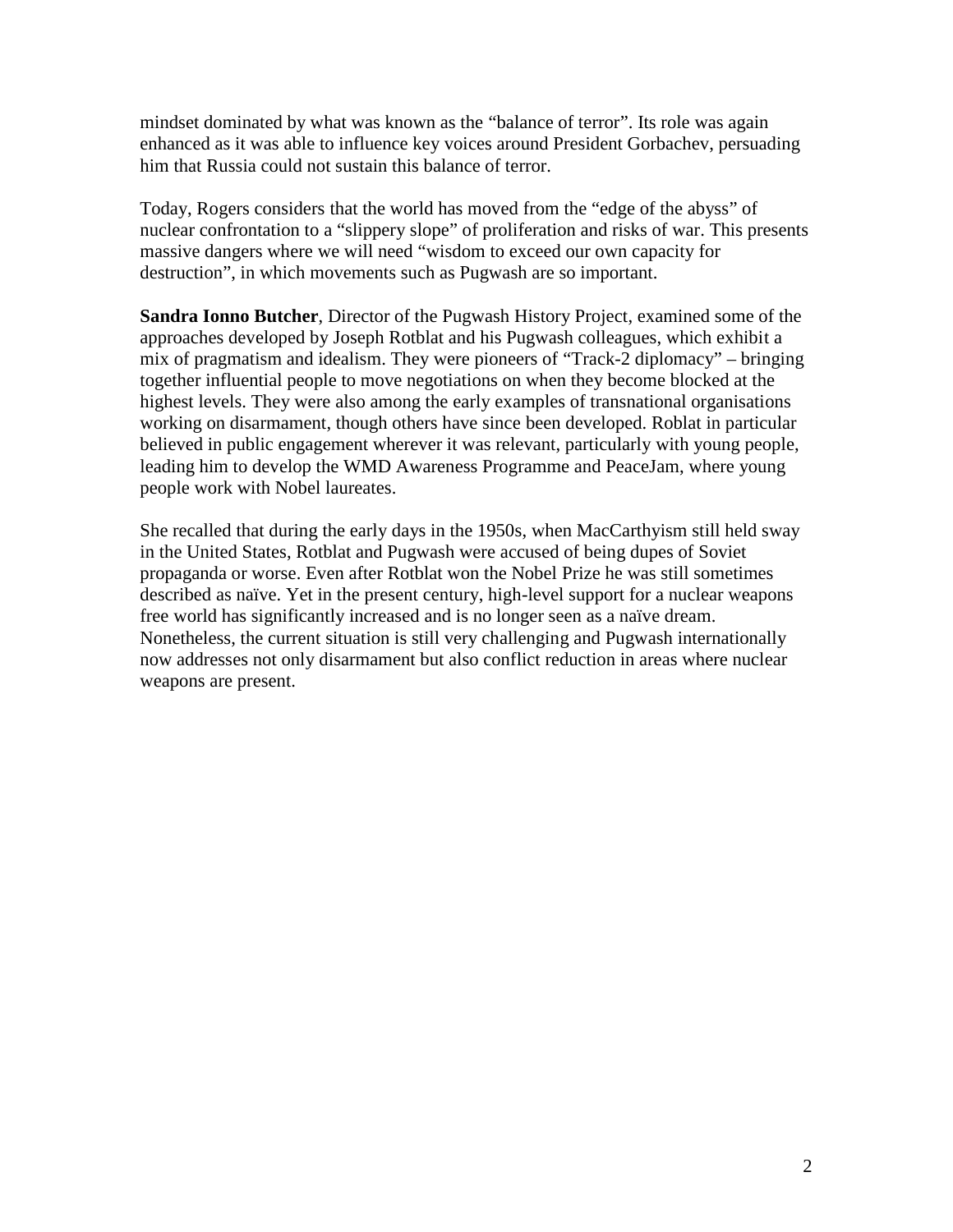mindset dominated by what was known as the "balance of terror". Its role was again enhanced as it was able to influence key voices around President Gorbachev, persuading him that Russia could not sustain this balance of terror.

Today, Rogers considers that the world has moved from the "edge of the abyss" of nuclear confrontation to a "slippery slope" of proliferation and risks of war. This presents massive dangers where we will need "wisdom to exceed our own capacity for destruction", in which movements such as Pugwash are so important.

**Sandra Ionno Butcher**, Director of the Pugwash History Project, examined some of the approaches developed by Joseph Rotblat and his Pugwash colleagues, which exhibit a mix of pragmatism and idealism. They were pioneers of "Track-2 diplomacy" – bringing together influential people to move negotiations on when they become blocked at the highest levels. They were also among the early examples of transnational organisations working on disarmament, though others have since been developed. Roblat in particular believed in public engagement wherever it was relevant, particularly with young people, leading him to develop the WMD Awareness Programme and PeaceJam, where young people work with Nobel laureates.

She recalled that during the early days in the 1950s, when MacCarthyism still held sway in the United States, Rotblat and Pugwash were accused of being dupes of Soviet propaganda or worse. Even after Rotblat won the Nobel Prize he was still sometimes described as naïve. Yet in the present century, high-level support for a nuclear weapons free world has significantly increased and is no longer seen as a naïve dream. Nonetheless, the current situation is still very challenging and Pugwash internationally now addresses not only disarmament but also conflict reduction in areas where nuclear weapons are present.